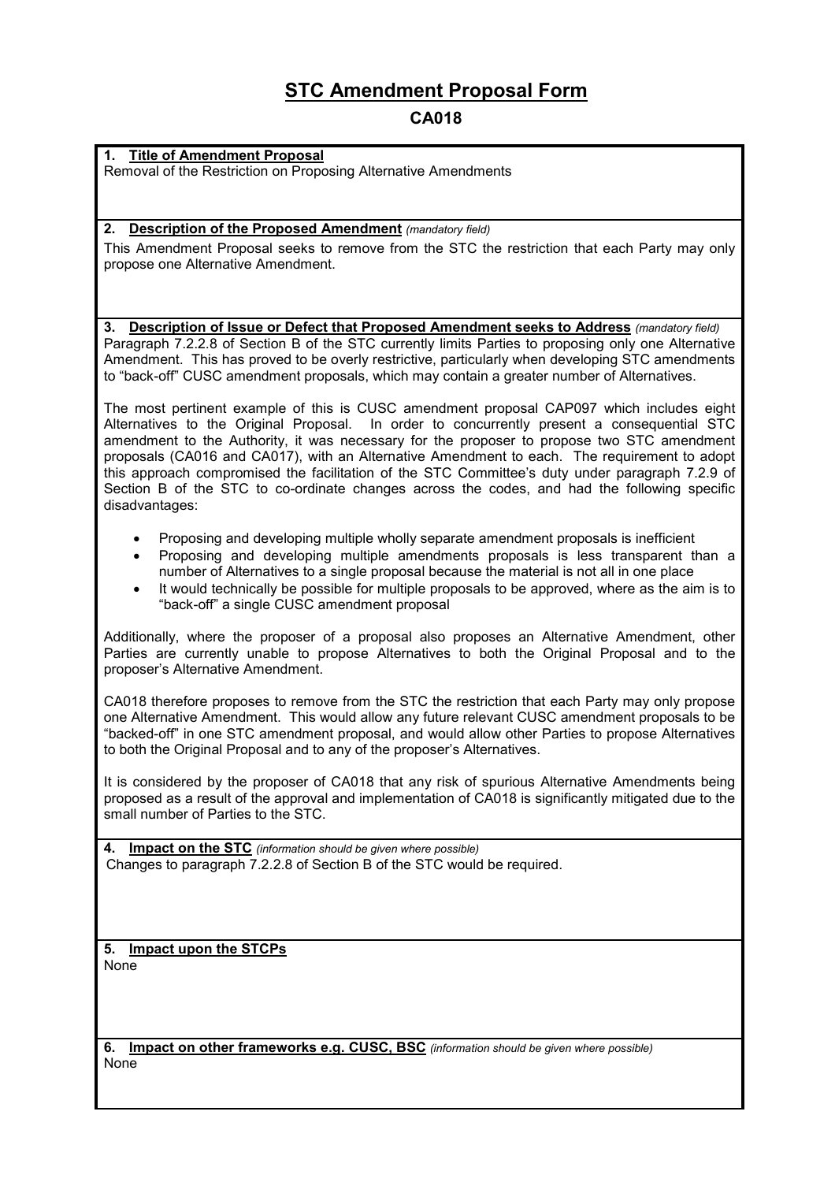# STC Amendment Proposal Form

## CA018

**1. Title of Amendment Proposal**

Removal of the Restriction on Proposing Alternative Amendments

**2. Description of the Proposed Amendment** *(mandatory field)*

This Amendment Proposal seeks to remove from the STC the restriction that each Party may only propose one Alternative Amendment.

**3. Description of Issue or Defect that Proposed Amendment seeks to Address** *(mandatory field)*

Paragraph 7.2.2.8 of Section B of the STC currently limits Parties to proposing only one Alternative Amendment. This has proved to be overly restrictive, particularly when developing STC amendments to "back-off" CUSC amendment proposals, which may contain a greater number of Alternatives.

The most pertinent example of this is CUSC amendment proposal CAP097 which includes eight Alternatives to the Original Proposal. In order to concurrently present a consequential STC amendment to the Authority, it was necessary for the proposer to propose two STC amendment proposals (CA016 and CA017), with an Alternative Amendment to each. The requirement to adopt this approach compromised the facilitation of the STC Committee's duty under paragraph 7.2.9 of Section B of the STC to co-ordinate changes across the codes, and had the following specific disadvantages:

- Proposing and developing multiple wholly separate amendment proposals is inefficient
- Proposing and developing multiple amendments proposals is less transparent than a number of Alternatives to a single proposal because the material is not all in one place
- It would technically be possible for multiple proposals to be approved, where as the aim is to "back-off" a single CUSC amendment proposal

Additionally, where the proposer of a proposal also proposes an Alternative Amendment, other Parties are currently unable to propose Alternatives to both the Original Proposal and to the proposer's Alternative Amendment.

CA018 therefore proposes to remove from the STC the restriction that each Party may only propose one Alternative Amendment. This would allow any future relevant CUSC amendment proposals to be "backed-off" in one STC amendment proposal, and would allow other Parties to propose Alternatives to both the Original Proposal and to any of the proposer's Alternatives.

It is considered by the proposer of CA018 that any risk of spurious Alternative Amendments being proposed as a result of the approval and implementation of CA018 is significantly mitigated due to the small number of Parties to the STC.

**4. Impact on the STC** *(information should be given where possible)*

Changes to paragraph 7.2.2.8 of Section B of the STC would be required.

**5. Impact upon the STCPs**

None

**6. Impact on other frameworks e.g. CUSC, BSC** *(information should be given where possible)*

None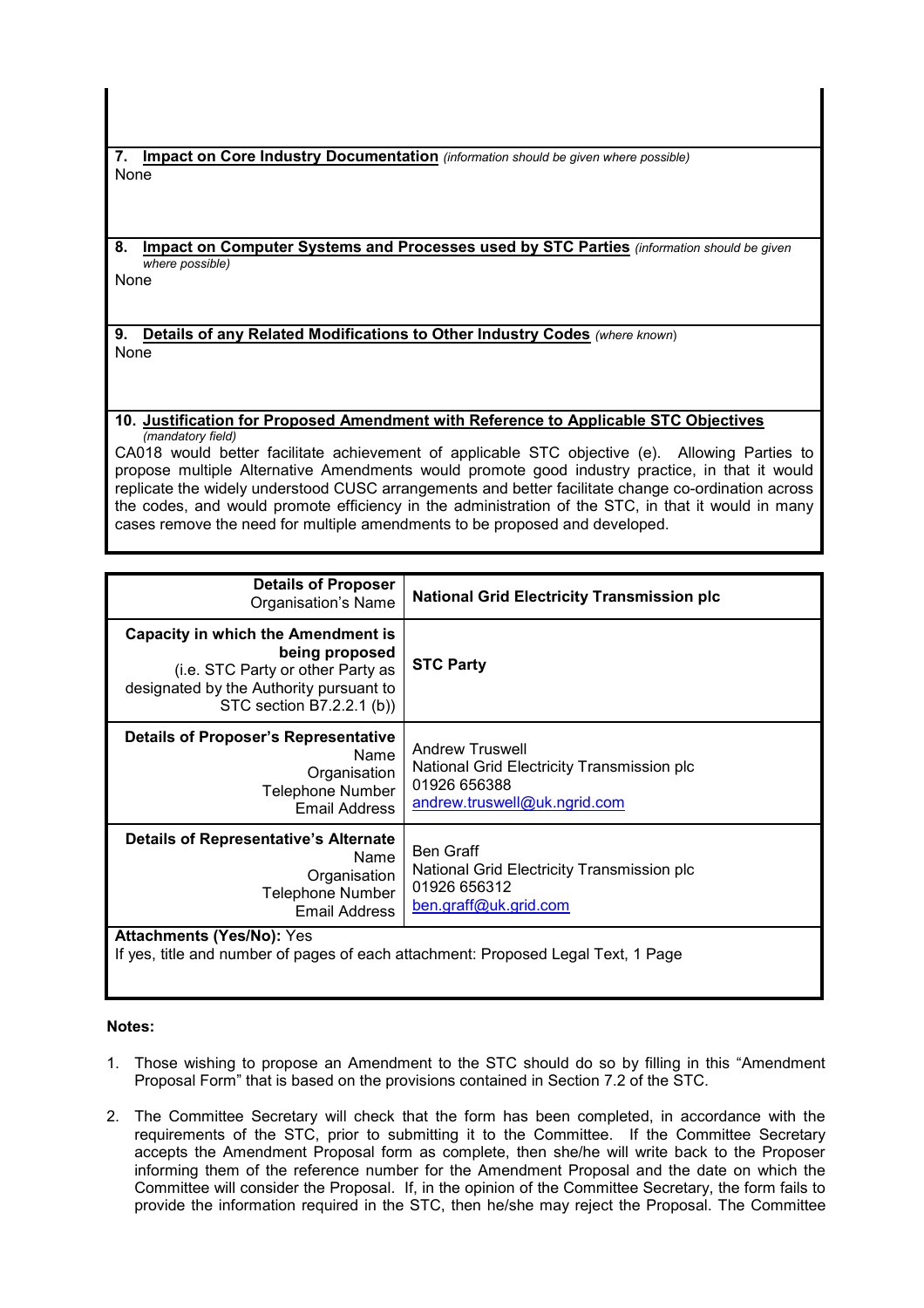**7. Impact on Core Industry Documentation** *(information should be given where possible)*

None

**8. Impact on Computer Systems and Processes used by STC Parties** *(information should be given where possible)*

None

**9. Details of any Related Modifications to Other Industry Codes** *(where known)*

None

**10. Justification for Proposed Amendment with Reference to Applicable STC Objectives** *(mandatory field)*

CA018 would better facilitate achievement of applicable STC objective (e). Allowing Parties to propose multiple Alternative Amendments would promote good industry practice, in that it would replicate the widely understood CUSC arrangements and better facilitate change co-ordination across the codes, and would promote efficiency in the administration of the STC, in that it would in many cases remove the need for multiple amendments to be proposed and developed.

| | |
|---|---|
| **Details of Proposer**<br>Organisation's Name | **National Grid Electricity Transmission plc** |
| **Capacity in which the Amendment is being proposed**<br>(i.e. STC Party or other Party as designated by the Authority pursuant to STC section B7.2.2.1 (b)) | **STC Party** |
| **Details of Proposer's Representative**<br>Name<br>Organisation<br>Telephone Number<br>Email Address | Andrew Truswell<br>National Grid Electricity Transmission plc<br>01926 656388<br>andrew.truswell@uk.ngrid.com |
| **Details of Representative's Alternate**<br>Name<br>Organisation<br>Telephone Number<br>Email Address | Ben Graff<br>National Grid Electricity Transmission plc<br>01926 656312<br>ben.graff@uk.grid.com |

**Attachments (Yes/No):** Yes

If yes, title and number of pages of each attachment: Proposed Legal Text, 1 Page

**Notes:**

1. Those wishing to propose an Amendment to the STC should do so by filling in this "Amendment Proposal Form" that is based on the provisions contained in Section 7.2 of the STC.

2. The Committee Secretary will check that the form has been completed, in accordance with the requirements of the STC, prior to submitting it to the Committee. If the Committee Secretary accepts the Amendment Proposal form as complete, then she/he will write back to the Proposer informing them of the reference number for the Amendment Proposal and the date on which the Committee will consider the Proposal. If, in the opinion of the Committee Secretary, the form fails to provide the information required in the STC, then he/she may reject the Proposal. The Committee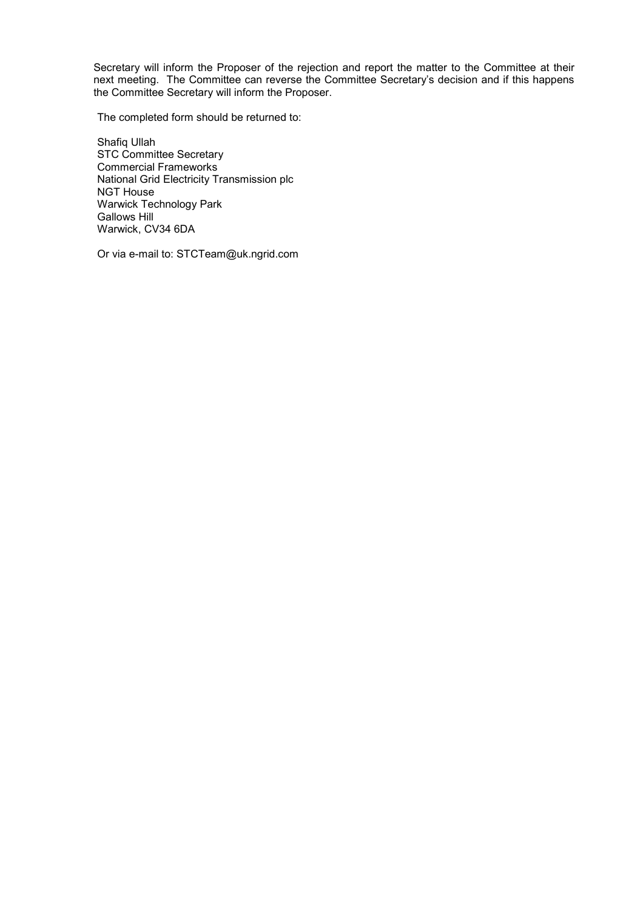Secretary will inform the Proposer of the rejection and report the matter to the Committee at their next meeting. The Committee can reverse the Committee Secretary's decision and if this happens the Committee Secretary will inform the Proposer.

The completed form should be returned to:

Shafiq Ullah
STC Committee Secretary
Commercial Frameworks
National Grid Electricity Transmission plc
NGT House
Warwick Technology Park
Gallows Hill
Warwick, CV34 6DA

Or via e-mail to: STCTeam@uk.ngrid.com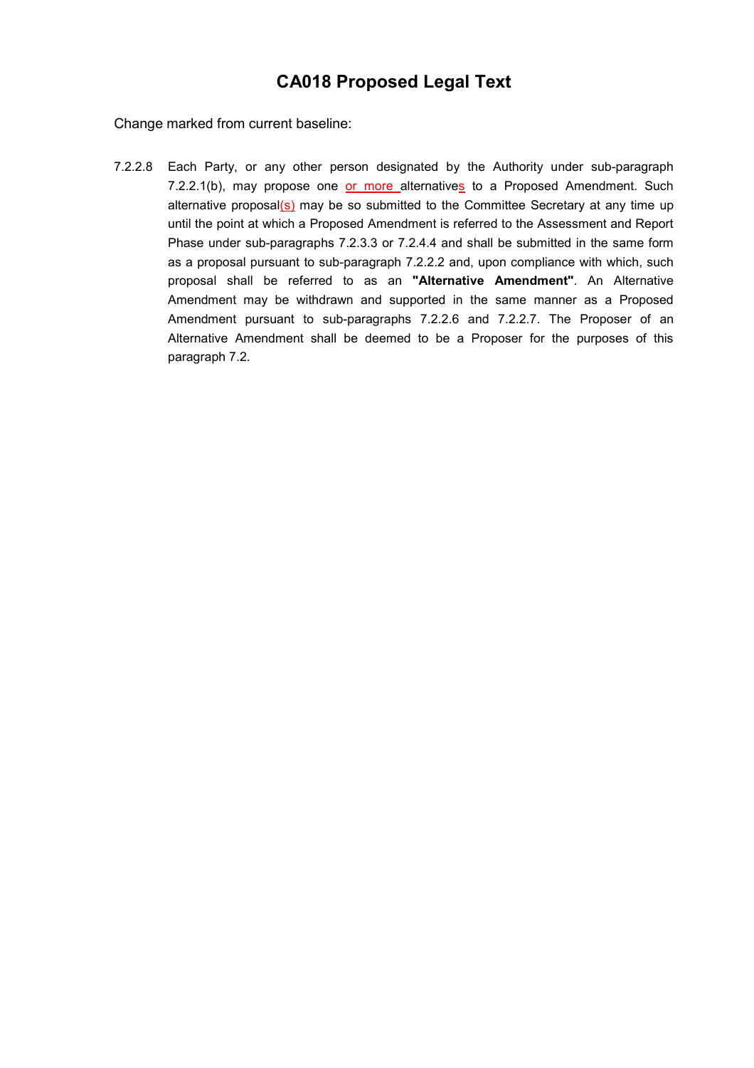# CA018 Proposed Legal Text

Change marked from current baseline:

7.2.2.8 Each Party, or any other person designated by the Authority under sub-paragraph 7.2.2.1(b), may propose one or more alternatives to a Proposed Amendment. Such alternative proposal(s) may be so submitted to the Committee Secretary at any time up until the point at which a Proposed Amendment is referred to the Assessment and Report Phase under sub-paragraphs 7.2.3.3 or 7.2.4.4 and shall be submitted in the same form as a proposal pursuant to sub-paragraph 7.2.2.2 and, upon compliance with which, such proposal shall be referred to as an **"Alternative Amendment"**. An Alternative Amendment may be withdrawn and supported in the same manner as a Proposed Amendment pursuant to sub-paragraphs 7.2.2.6 and 7.2.2.7. The Proposer of an Alternative Amendment shall be deemed to be a Proposer for the purposes of this paragraph 7.2.